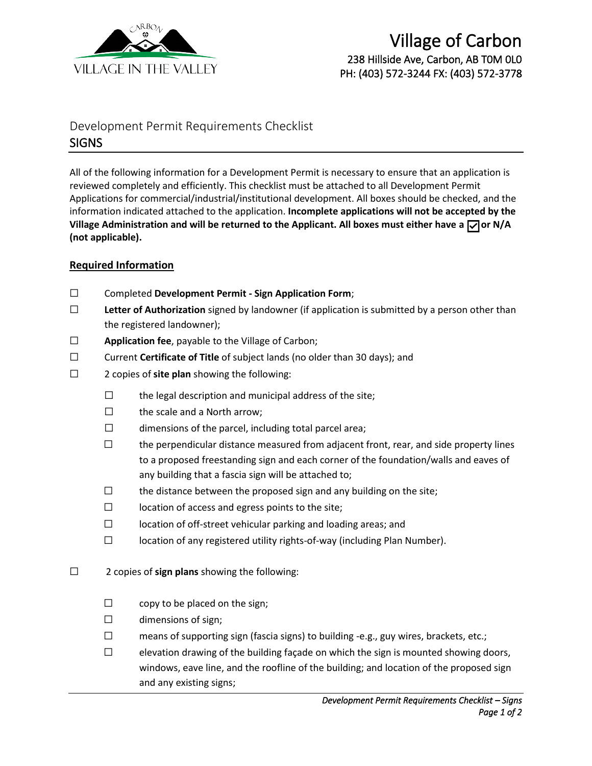# Village of Carbon

238 Hillside Ave, Carbon, AB T0M 0L0
PH: (403) 572-3244 FX: (403) 572-3778

## Development Permit Requirements Checklist
## SIGNS

All of the following information for a Development Permit is necessary to ensure that an application is reviewed completely and efficiently. This checklist must be attached to all Development Permit Applications for commercial/industrial/institutional development. All boxes should be checked, and the information indicated attached to the application. **Incomplete applications will not be accepted by the Village Administration and will be returned to the Applicant. All boxes must either have a ☑ or N/A (not applicable).**

### Required Information

- ☐ Completed **Development Permit - Sign Application Form**;
- ☐ **Letter of Authorization** signed by landowner (if application is submitted by a person other than the registered landowner);
- ☐ **Application fee**, payable to the Village of Carbon;
- ☐ Current **Certificate of Title** of subject lands (no older than 30 days); and
- ☐ 2 copies of **site plan** showing the following:
  - ☐ the legal description and municipal address of the site;
  - ☐ the scale and a North arrow;
  - ☐ dimensions of the parcel, including total parcel area;
  - ☐ the perpendicular distance measured from adjacent front, rear, and side property lines to a proposed freestanding sign and each corner of the foundation/walls and eaves of any building that a fascia sign will be attached to;
  - ☐ the distance between the proposed sign and any building on the site;
  - ☐ location of access and egress points to the site;
  - ☐ location of off-street vehicular parking and loading areas; and
  - ☐ location of any registered utility rights-of-way (including Plan Number).
- ☐ 2 copies of **sign plans** showing the following:
  - ☐ copy to be placed on the sign;
  - ☐ dimensions of sign;
  - ☐ means of supporting sign (fascia signs) to building -e.g., guy wires, brackets, etc.;
  - ☐ elevation drawing of the building façade on which the sign is mounted showing doors, windows, eave line, and the roofline of the building; and location of the proposed sign and any existing signs;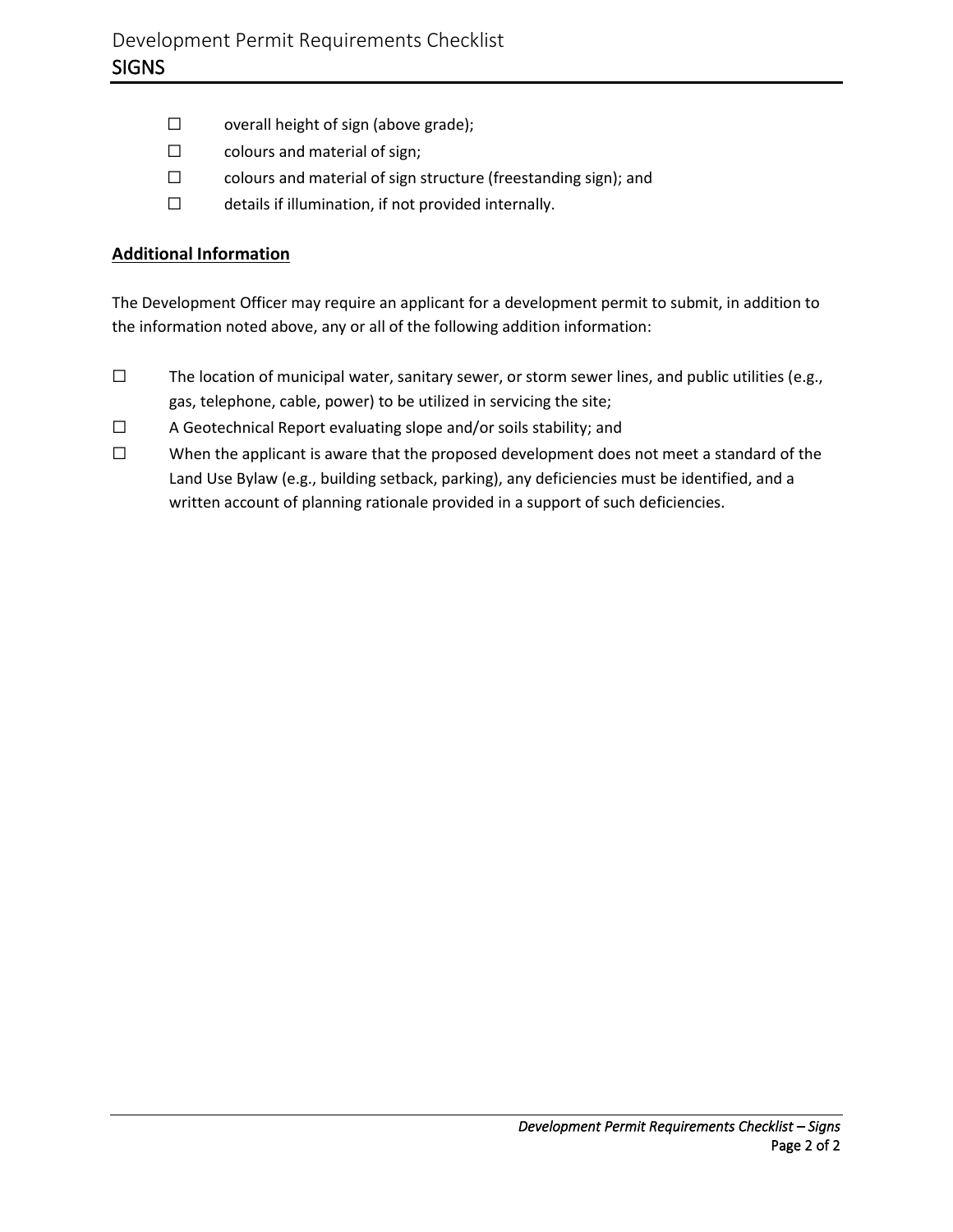- ☐ overall height of sign (above grade);
- ☐ colours and material of sign;
- ☐ colours and material of sign structure (freestanding sign); and
- ☐ details if illumination, if not provided internally.

## **Additional Information**

The Development Officer may require an applicant for a development permit to submit, in addition to the information noted above, any or all of the following addition information:

- ☐ The location of municipal water, sanitary sewer, or storm sewer lines, and public utilities (e.g., gas, telephone, cable, power) to be utilized in servicing the site;
- ☐ A Geotechnical Report evaluating slope and/or soils stability; and
- ☐ When the applicant is aware that the proposed development does not meet a standard of the Land Use Bylaw (e.g., building setback, parking), any deficiencies must be identified, and a written account of planning rationale provided in a support of such deficiencies.